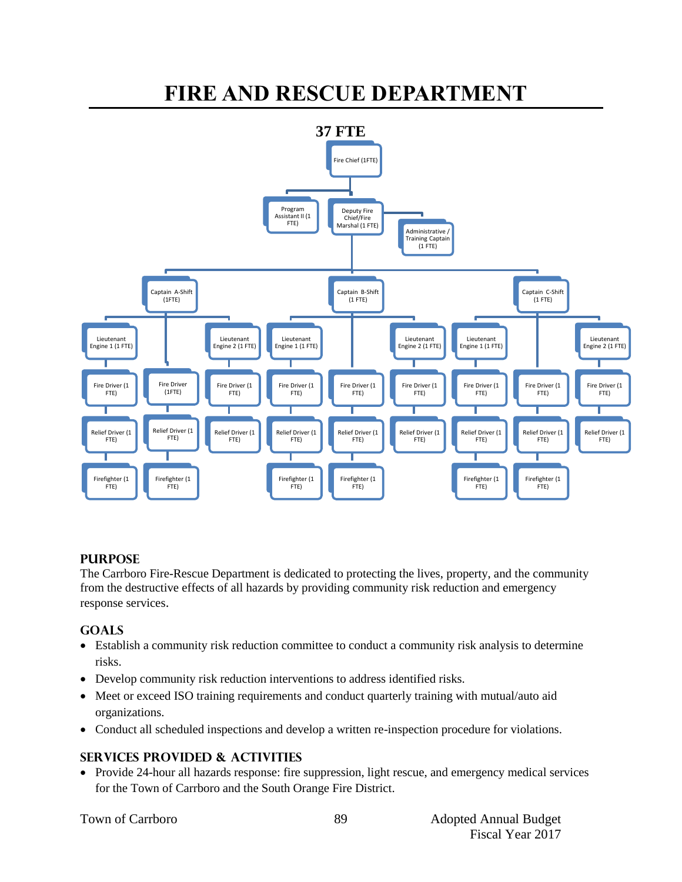# FIRE AND RESCUE DEPARTMENT

**37 FTE**

- Fire Chief (1FTE)
  - Program Assistant II (1 FTE)
  - Deputy Fire Chief/Fire Marshal (1 FTE)
    - Administrative / Training Captain (1 FTE)
    - Captain A-Shift (1FTE)
      - Lieutenant Engine 1 (1 FTE)
        - Fire Driver (1 FTE)
        - Relief Driver (1 FTE)
        - Firefighter (1 FTE)
      - Fire Driver (1FTE)
        - Relief Driver (1 FTE)
        - Firefighter (1 FTE)
      - Lieutenant Engine 2 (1 FTE)
        - Fire Driver (1 FTE)
        - Relief Driver (1 FTE)
    - Captain B-Shift (1 FTE)
      - Lieutenant Engine 1 (1 FTE)
        - Fire Driver (1 FTE)
        - Relief Driver (1 FTE)
        - Firefighter (1 FTE)
      - Fire Driver (1 FTE)
        - Relief Driver (1 FTE)
        - Firefighter (1 FTE)
      - Lieutenant Engine 2 (1 FTE)
        - Fire Driver (1 FTE)
        - Relief Driver (1 FTE)
    - Captain C-Shift (1 FTE)
      - Lieutenant Engine 1 (1 FTE)
        - Fire Driver (1 FTE)
        - Relief Driver (1 FTE)
        - Firefighter (1 FTE)
      - Fire Driver (1 FTE)
        - Relief Driver (1 FTE)
        - Firefighter (1 FTE)
      - Lieutenant Engine 2 (1 FTE)
        - Fire Driver (1 FTE)
        - Relief Driver (1 FTE)

## PURPOSE

The Carrboro Fire-Rescue Department is dedicated to protecting the lives, property, and the community from the destructive effects of all hazards by providing community risk reduction and emergency response services.

## GOALS

- Establish a community risk reduction committee to conduct a community risk analysis to determine risks.
- Develop community risk reduction interventions to address identified risks.
- Meet or exceed ISO training requirements and conduct quarterly training with mutual/auto aid organizations.
- Conduct all scheduled inspections and develop a written re-inspection procedure for violations.

## SERVICES PROVIDED & ACTIVITIES

- Provide 24-hour all hazards response: fire suppression, light rescue, and emergency medical services for the Town of Carrboro and the South Orange Fire District.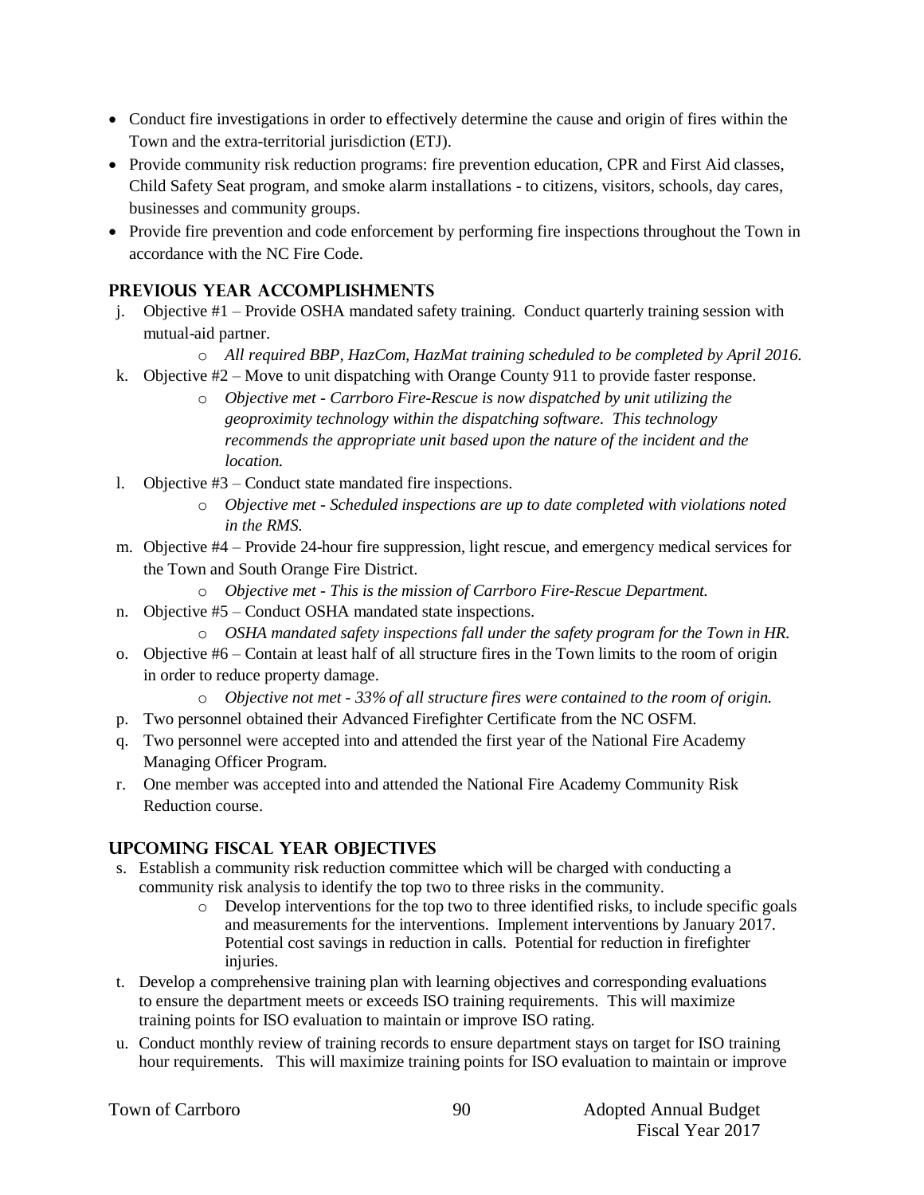- Conduct fire investigations in order to effectively determine the cause and origin of fires within the Town and the extra-territorial jurisdiction (ETJ).
- Provide community risk reduction programs: fire prevention education, CPR and First Aid classes, Child Safety Seat program, and smoke alarm installations - to citizens, visitors, schools, day cares, businesses and community groups.
- Provide fire prevention and code enforcement by performing fire inspections throughout the Town in accordance with the NC Fire Code.

## PREVIOUS YEAR ACCOMPLISHMENTS

j. Objective #1 – Provide OSHA mandated safety training. Conduct quarterly training session with mutual-aid partner.
   - *All required BBP, HazCom, HazMat training scheduled to be completed by April 2016.*

k. Objective #2 – Move to unit dispatching with Orange County 911 to provide faster response.
   - *Objective met - Carrboro Fire-Rescue is now dispatched by unit utilizing the geoproximity technology within the dispatching software. This technology recommends the appropriate unit based upon the nature of the incident and the location.*

l. Objective #3 – Conduct state mandated fire inspections.
   - *Objective met - Scheduled inspections are up to date completed with violations noted in the RMS.*

m. Objective #4 – Provide 24-hour fire suppression, light rescue, and emergency medical services for the Town and South Orange Fire District.
   - *Objective met - This is the mission of Carrboro Fire-Rescue Department.*

n. Objective #5 – Conduct OSHA mandated state inspections.
   - *OSHA mandated safety inspections fall under the safety program for the Town in HR.*

o. Objective #6 – Contain at least half of all structure fires in the Town limits to the room of origin in order to reduce property damage.
   - *Objective not met - 33% of all structure fires were contained to the room of origin.*

p. Two personnel obtained their Advanced Firefighter Certificate from the NC OSFM.

q. Two personnel were accepted into and attended the first year of the National Fire Academy Managing Officer Program.

r. One member was accepted into and attended the National Fire Academy Community Risk Reduction course.

## UPCOMING FISCAL YEAR OBJECTIVES

s. Establish a community risk reduction committee which will be charged with conducting a community risk analysis to identify the top two to three risks in the community.
   - Develop interventions for the top two to three identified risks, to include specific goals and measurements for the interventions. Implement interventions by January 2017. Potential cost savings in reduction in calls. Potential for reduction in firefighter injuries.

t. Develop a comprehensive training plan with learning objectives and corresponding evaluations to ensure the department meets or exceeds ISO training requirements. This will maximize training points for ISO evaluation to maintain or improve ISO rating.

u. Conduct monthly review of training records to ensure department stays on target for ISO training hour requirements. This will maximize training points for ISO evaluation to maintain or improve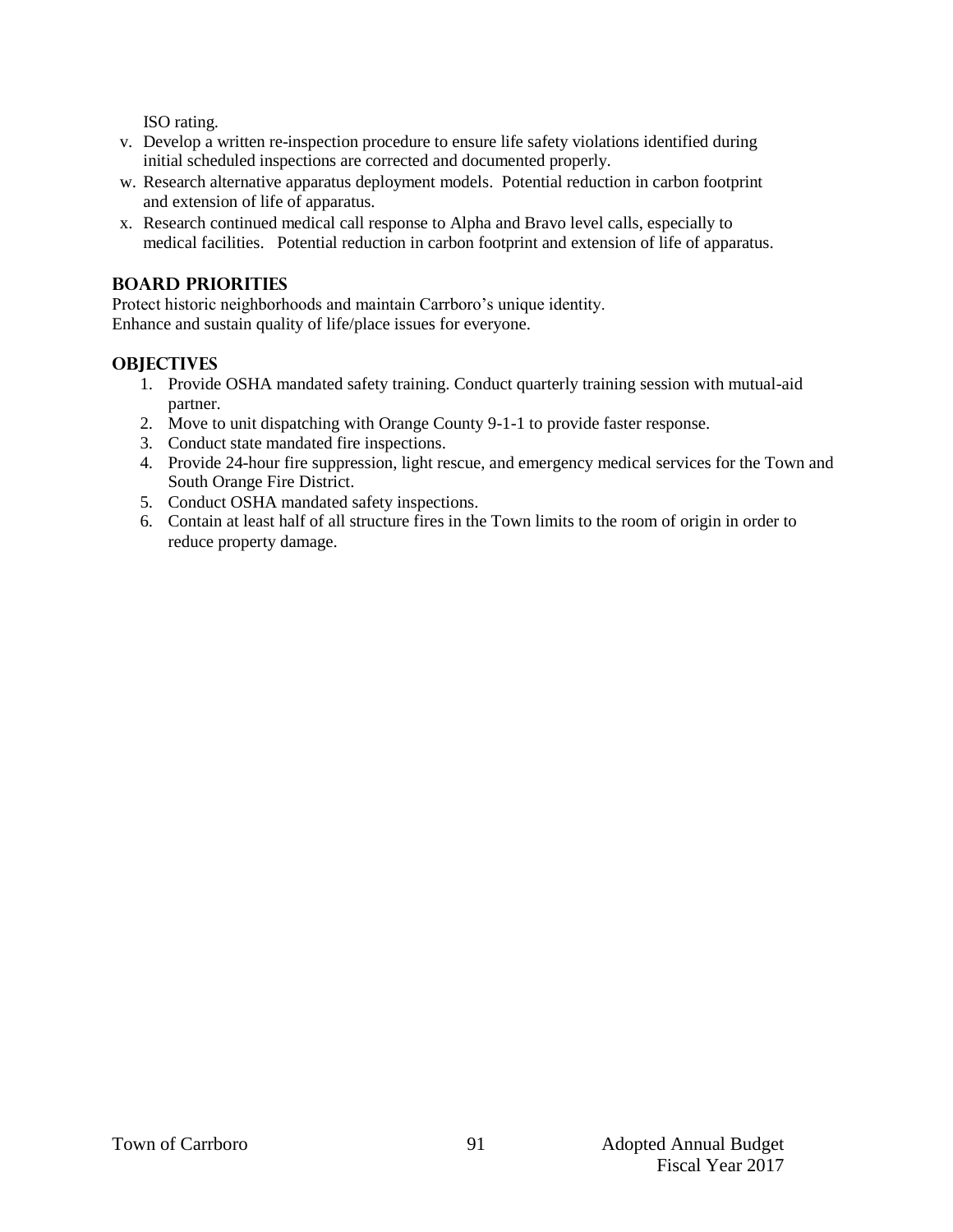ISO rating.

v. Develop a written re-inspection procedure to ensure life safety violations identified during initial scheduled inspections are corrected and documented properly.
w. Research alternative apparatus deployment models. Potential reduction in carbon footprint and extension of life of apparatus.
x. Research continued medical call response to Alpha and Bravo level calls, especially to medical facilities. Potential reduction in carbon footprint and extension of life of apparatus.

## BOARD PRIORITIES

Protect historic neighborhoods and maintain Carrboro's unique identity.
Enhance and sustain quality of life/place issues for everyone.

## OBJECTIVES

1. Provide OSHA mandated safety training. Conduct quarterly training session with mutual-aid partner.
2. Move to unit dispatching with Orange County 9-1-1 to provide faster response.
3. Conduct state mandated fire inspections.
4. Provide 24-hour fire suppression, light rescue, and emergency medical services for the Town and South Orange Fire District.
5. Conduct OSHA mandated safety inspections.
6. Contain at least half of all structure fires in the Town limits to the room of origin in order to reduce property damage.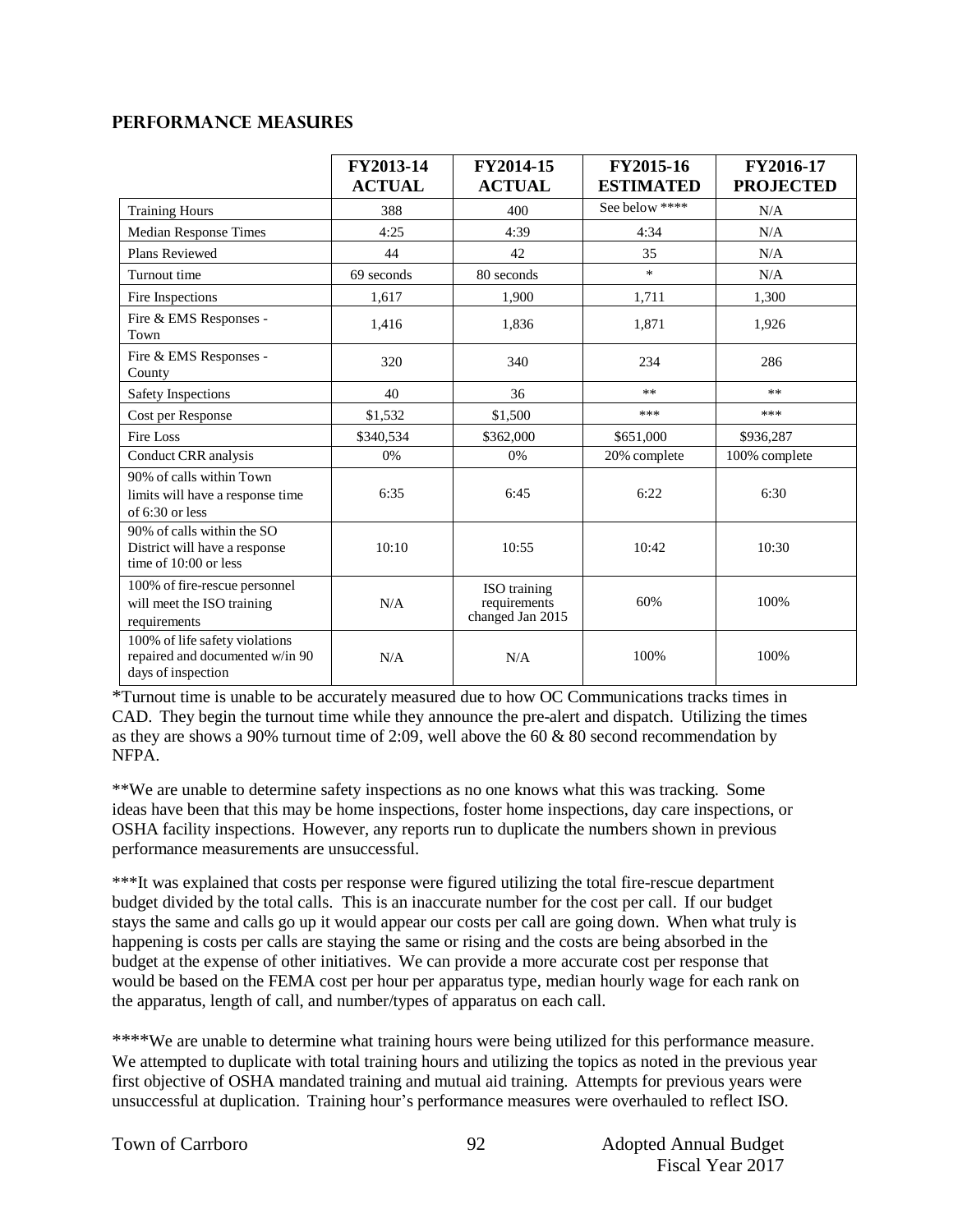## PERFORMANCE MEASURES

| | FY2013-14 ACTUAL | FY2014-15 ACTUAL | FY2015-16 ESTIMATED | FY2016-17 PROJECTED |
|---|---|---|---|---|
| Training Hours | 388 | 400 | See below **** | N/A |
| Median Response Times | 4:25 | 4:39 | 4:34 | N/A |
| Plans Reviewed | 44 | 42 | 35 | N/A |
| Turnout time | 69 seconds | 80 seconds | * | N/A |
| Fire Inspections | 1,617 | 1,900 | 1,711 | 1,300 |
| Fire & EMS Responses - Town | 1,416 | 1,836 | 1,871 | 1,926 |
| Fire & EMS Responses - County | 320 | 340 | 234 | 286 |
| Safety Inspections | 40 | 36 | ** | ** |
| Cost per Response | $1,532 | $1,500 | *** | *** |
| Fire Loss | $340,534 | $362,000 | $651,000 | $936,287 |
| Conduct CRR analysis | 0% | 0% | 20% complete | 100% complete |
| 90% of calls within Town limits will have a response time of 6:30 or less | 6:35 | 6:45 | 6:22 | 6:30 |
| 90% of calls within the SO District will have a response time of 10:00 or less | 10:10 | 10:55 | 10:42 | 10:30 |
| 100% of fire-rescue personnel will meet the ISO training requirements | N/A | ISO training requirements changed Jan 2015 | 60% | 100% |
| 100% of life safety violations repaired and documented w/in 90 days of inspection | N/A | N/A | 100% | 100% |

*Turnout time is unable to be accurately measured due to how OC Communications tracks times in CAD. They begin the turnout time while they announce the pre-alert and dispatch. Utilizing the times as they are shows a 90% turnout time of 2:09, well above the 60 & 80 second recommendation by NFPA.

**We are unable to determine safety inspections as no one knows what this was tracking. Some ideas have been that this may be home inspections, foster home inspections, day care inspections, or OSHA facility inspections. However, any reports run to duplicate the numbers shown in previous performance measurements are unsuccessful.

***It was explained that costs per response were figured utilizing the total fire-rescue department budget divided by the total calls. This is an inaccurate number for the cost per call. If our budget stays the same and calls go up it would appear our costs per call are going down. When what truly is happening is costs per calls are staying the same or rising and the costs are being absorbed in the budget at the expense of other initiatives. We can provide a more accurate cost per response that would be based on the FEMA cost per hour per apparatus type, median hourly wage for each rank on the apparatus, length of call, and number/types of apparatus on each call.

****We are unable to determine what training hours were being utilized for this performance measure. We attempted to duplicate with total training hours and utilizing the topics as noted in the previous year first objective of OSHA mandated training and mutual aid training. Attempts for previous years were unsuccessful at duplication. Training hour's performance measures were overhauled to reflect ISO.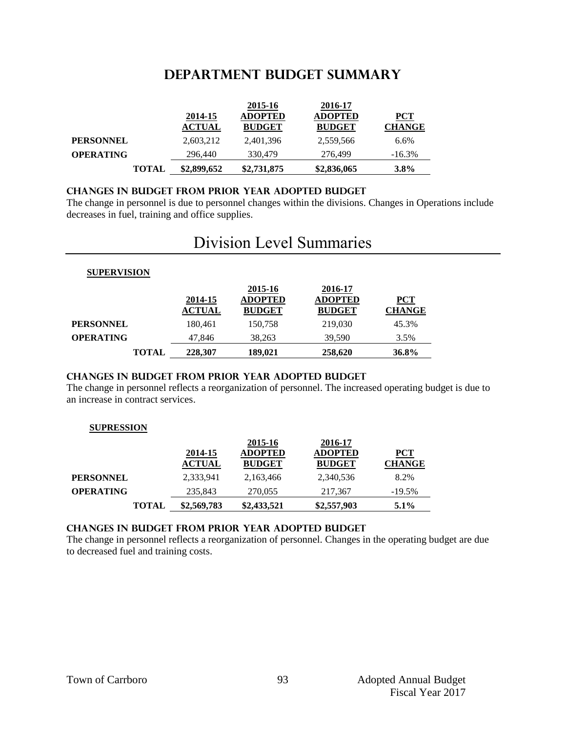## DEPARTMENT BUDGET SUMMARY

| | 2014-15 ACTUAL | 2015-16 ADOPTED BUDGET | 2016-17 ADOPTED BUDGET | PCT CHANGE |
|---|---|---|---|---|
| **PERSONNEL** | 2,603,212 | 2,401,396 | 2,559,566 | 6.6% |
| **OPERATING** | 296,440 | 330,479 | 276,499 | -16.3% |
| **TOTAL** | **$2,899,652** | **$2,731,875** | **$2,836,065** | **3.8%** |

### CHANGES IN BUDGET FROM PRIOR YEAR ADOPTED BUDGET

The change in personnel is due to personnel changes within the divisions. Changes in Operations include decreases in fuel, training and office supplies.

# Division Level Summaries

**SUPERVISION**

| | 2014-15 ACTUAL | 2015-16 ADOPTED BUDGET | 2016-17 ADOPTED BUDGET | PCT CHANGE |
|---|---|---|---|---|
| **PERSONNEL** | 180,461 | 150,758 | 219,030 | 45.3% |
| **OPERATING** | 47,846 | 38,263 | 39,590 | 3.5% |
| **TOTAL** | **228,307** | **189,021** | **258,620** | **36.8%** |

### CHANGES IN BUDGET FROM PRIOR YEAR ADOPTED BUDGET

The change in personnel reflects a reorganization of personnel. The increased operating budget is due to an increase in contract services.

**SUPRESSION**

| | 2014-15 ACTUAL | 2015-16 ADOPTED BUDGET | 2016-17 ADOPTED BUDGET | PCT CHANGE |
|---|---|---|---|---|
| **PERSONNEL** | 2,333,941 | 2,163,466 | 2,340,536 | 8.2% |
| **OPERATING** | 235,843 | 270,055 | 217,367 | -19.5% |
| **TOTAL** | **$2,569,783** | **$2,433,521** | **$2,557,903** | **5.1%** |

### CHANGES IN BUDGET FROM PRIOR YEAR ADOPTED BUDGET

The change in personnel reflects a reorganization of personnel. Changes in the operating budget are due to decreased fuel and training costs.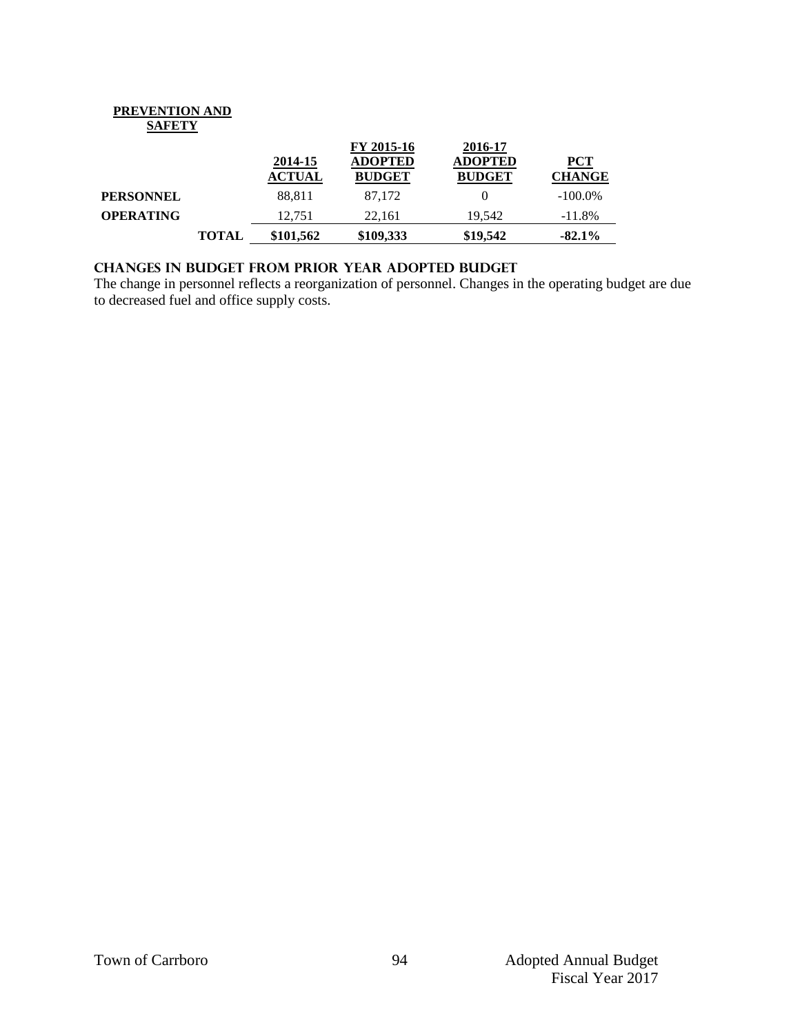**PREVENTION AND SAFETY**

| | | 2014-15 ACTUAL | FY 2015-16 ADOPTED BUDGET | 2016-17 ADOPTED BUDGET | PCT CHANGE |
|---|---|---|---|---|---|
| **PERSONNEL** | | 88,811 | 87,172 | 0 | -100.0% |
| **OPERATING** | | 12,751 | 22,161 | 19,542 | -11.8% |
| | **TOTAL** | **$101,562** | **$109,333** | **$19,542** | **-82.1%** |

## CHANGES IN BUDGET FROM PRIOR YEAR ADOPTED BUDGET

The change in personnel reflects a reorganization of personnel. Changes in the operating budget are due to decreased fuel and office supply costs.